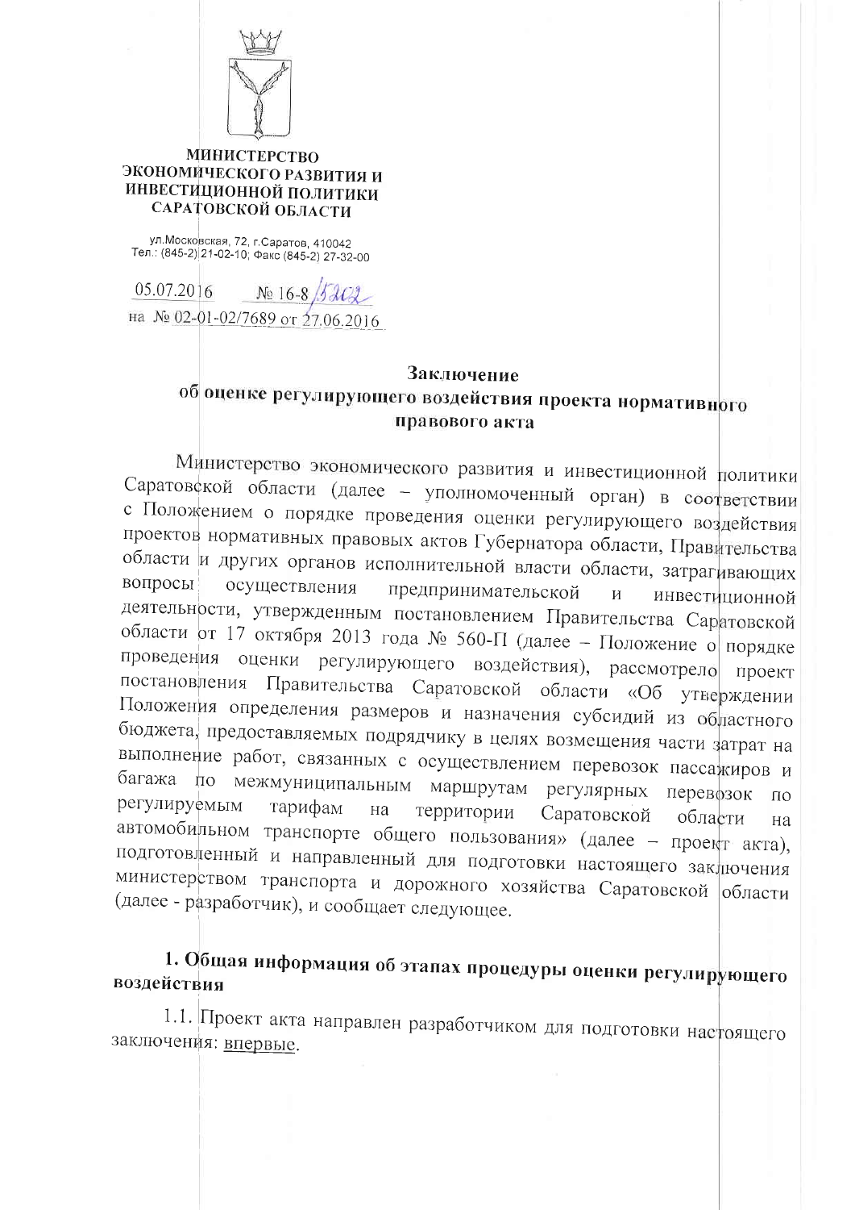**МИНИСТЕРСТВО ЭКОНОМИЧЕСКОГО РАЗВИТИЯ И ИНВЕСТИЦИОННОЙ ПОЛИТИКИ САРАТОВСКОЙ ОБЛАСТИ**

ул.Московская, 72, г.Саратов, 410042
Тел.: (845-2) 21-02-10; Факс (845-2) 27-32-00

05.07.2016 № 16-8/5202
на № 02-01-02/7689 от 27.06.2016

## Заключение об оценке регулирующего воздействия проекта нормативного правового акта

Министерство экономического развития и инвестиционной политики Саратовской области (далее – уполномоченный орган) в соответствии с Положением о порядке проведения оценки регулирующего воздействия проектов нормативных правовых актов Губернатора области, Правительства области и других органов исполнительной власти области, затрагивающих вопросы осуществления предпринимательской и инвестиционной деятельности, утвержденным постановлением Правительства Саратовской области от 17 октября 2013 года № 560-П (далее – Положение о порядке проведения оценки регулирующего воздействия), рассмотрело проект постановления Правительства Саратовской области «Об утверждении Положения определения размеров и назначения субсидий из областного бюджета, предоставляемых подрядчику в целях возмещения части затрат на выполнение работ, связанных с осуществлением перевозок пассажиров и багажа по межмуниципальным маршрутам регулярных перевозок по регулируемым тарифам на территории Саратовской области на автомобильном транспорте общего пользования» (далее – проект акта), подготовленный и направленный для подготовки настоящего заключения министерством транспорта и дорожного хозяйства Саратовской области (далее - разработчик), и сообщает следующее.

### 1. Общая информация об этапах процедуры оценки регулирующего воздействия

1.1. Проект акта направлен разработчиком для подготовки настоящего заключения: впервые.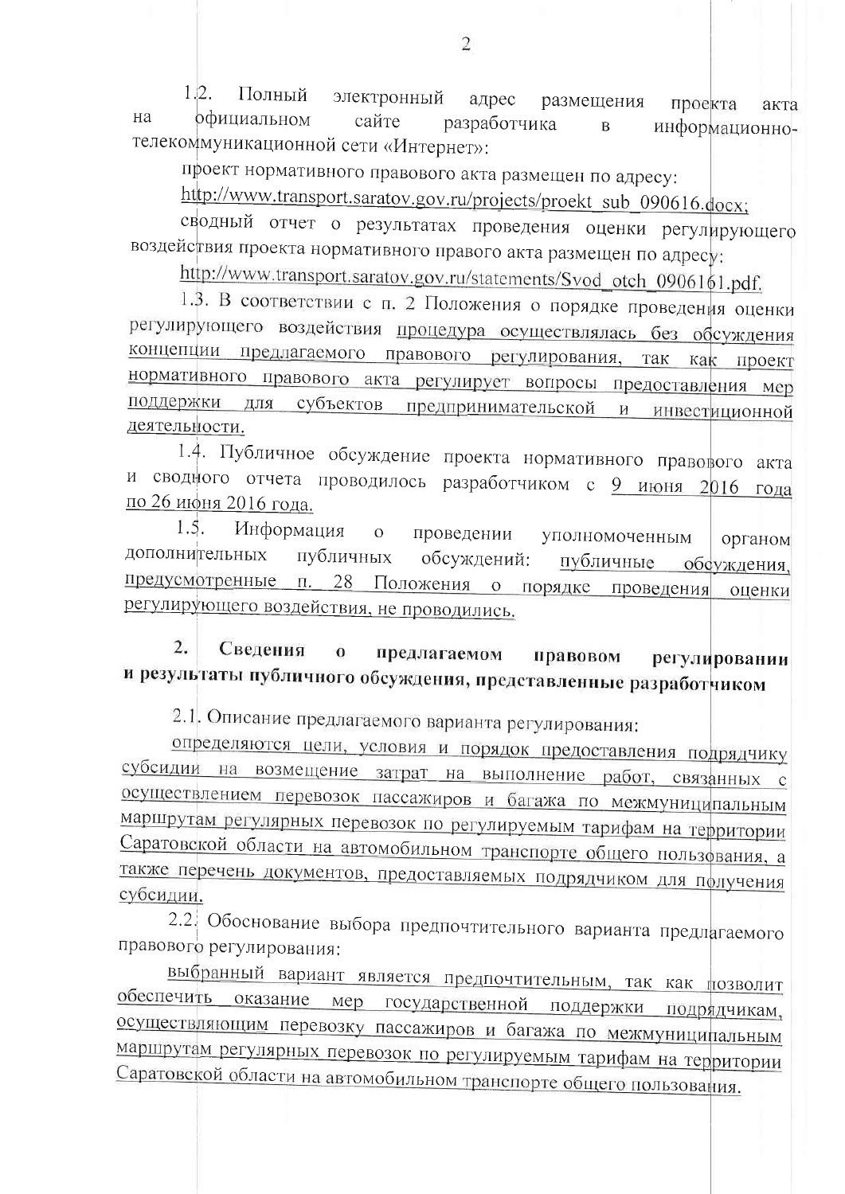1.2. Полный электронный адрес размещения проекта акта на официальном сайте разработчика в информационно-телекоммуникационной сети «Интернет»:

проект нормативного правового акта размещен по адресу:

http://www.transport.saratov.gov.ru/projects/proekt_sub_090616.docx;

сводный отчет о результатах проведения оценки регулирующего воздействия проекта нормативного правого акта размещен по адресу:

http://www.transport.saratov.gov.ru/statements/Svod_otch_0906161.pdf.

1.3. В соответствии с п. 2 Положения о порядке проведения оценки регулирующего воздействия процедура осуществлялась без обсуждения концепции предлагаемого правового регулирования, так как проект нормативного правового акта регулирует вопросы предоставления мер поддержки для субъектов предпринимательской и инвестиционной деятельности.

1.4. Публичное обсуждение проекта нормативного правового акта и сводного отчета проводилось разработчиком с 9 июня 2016 года по 26 июня 2016 года.

1.5. Информация о проведении уполномоченным органом дополнительных публичных обсуждений: публичные обсуждения, предусмотренные п. 28 Положения о порядке проведения оценки регулирующего воздействия, не проводились.

## 2. Сведения о предлагаемом правовом регулировании и результаты публичного обсуждения, представленные разработчиком

2.1. Описание предлагаемого варианта регулирования:

определяются цели, условия и порядок предоставления подрядчику субсидии на возмещение затрат на выполнение работ, связанных с осуществлением перевозок пассажиров и багажа по межмуниципальным маршрутам регулярных перевозок по регулируемым тарифам на территории Саратовской области на автомобильном транспорте общего пользования, а также перечень документов, предоставляемых подрядчиком для получения субсидии.

2.2. Обоснование выбора предпочтительного варианта предлагаемого правового регулирования:

выбранный вариант является предпочтительным, так как позволит обеспечить оказание мер государственной поддержки подрядчикам, осуществляющим перевозку пассажиров и багажа по межмуниципальным маршрутам регулярных перевозок по регулируемым тарифам на территории Саратовской области на автомобильном транспорте общего пользования.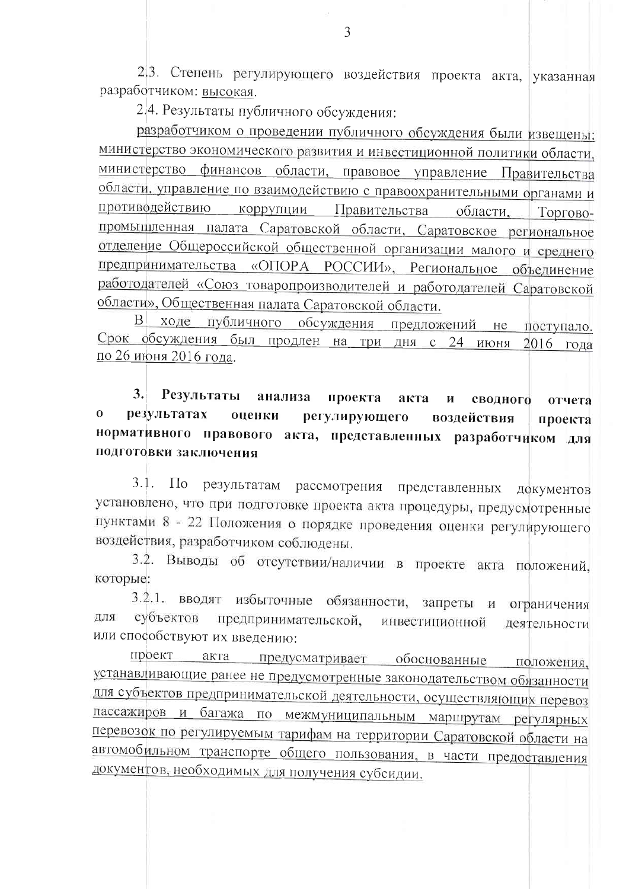2.3. Степень регулирующего воздействия проекта акта, указанная разработчиком: высокая.

2.4. Результаты публичного обсуждения:

разработчиком о проведении публичного обсуждения были извещены: министерство экономического развития и инвестиционной политики области, министерство финансов области, правовое управление Правительства области, управление по взаимодействию с правоохранительными органами и противодействию коррупции Правительства области, Торгово-промышленная палата Саратовской области, Саратовское региональное отделение Общероссийской общественной организации малого и среднего предпринимательства «ОПОРА РОССИИ», Региональное объединение работодателей «Союз товаропроизводителей и работодателей Саратовской области», Общественная палата Саратовской области.

В ходе публичного обсуждения предложений не поступало. Срок обсуждения был продлен на три дня с 24 июня 2016 года по 26 июня 2016 года.

**3. Результаты анализа проекта акта и сводного отчета о результатах оценки регулирующего воздействия проекта нормативного правового акта, представленных разработчиком для подготовки заключения**

3.1. По результатам рассмотрения представленных документов установлено, что при подготовке проекта акта процедуры, предусмотренные пунктами 8 - 22 Положения о порядке проведения оценки регулирующего воздействия, разработчиком соблюдены.

3.2. Выводы об отсутствии/наличии в проекте акта положений, которые:

3.2.1. вводят избыточные обязанности, запреты и ограничения для субъектов предпринимательской, инвестиционной деятельности или способствуют их введению:

проект акта предусматривает обоснованные положения, устанавливающие ранее не предусмотренные законодательством обязанности для субъектов предпринимательской деятельности, осуществляющих перевоз пассажиров и багажа по межмуниципальным маршрутам регулярных перевозок по регулируемым тарифам на территории Саратовской области на автомобильном транспорте общего пользования, в части предоставления документов, необходимых для получения субсидии.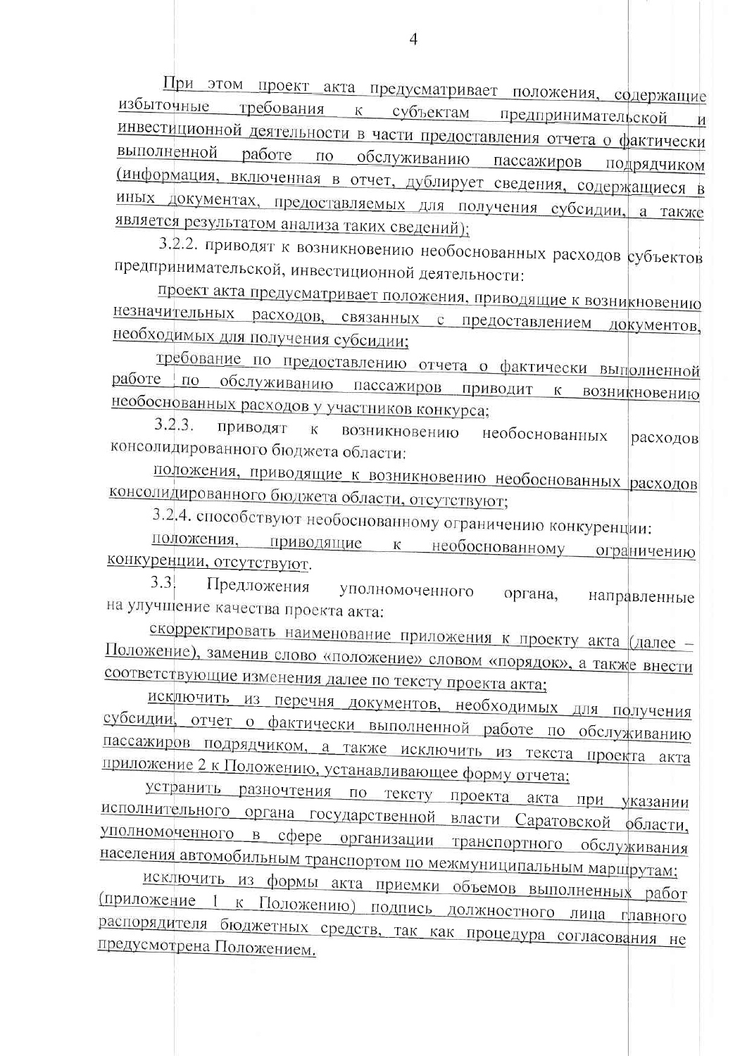При этом проект акта предусматривает положения, содержащие избыточные требования к субъектам предпринимательской и инвестиционной деятельности в части предоставления отчета о фактически выполненной работе по обслуживанию пассажиров подрядчиком (информация, включенная в отчет, дублирует сведения, содержащиеся в иных документах, предоставляемых для получения субсидии, а также является результатом анализа таких сведений);

3.2.2. приводят к возникновению необоснованных расходов субъектов предпринимательской, инвестиционной деятельности:

проект акта предусматривает положения, приводящие к возникновению незначительных расходов, связанных с предоставлением документов, необходимых для получения субсидии;

требование по предоставлению отчета о фактически выполненной работе по обслуживанию пассажиров приводит к возникновению необоснованных расходов у участников конкурса;

3.2.3. приводят к возникновению необоснованных расходов консолидированного бюджета области:

положения, приводящие к возникновению необоснованных расходов консолидированного бюджета области, отсутствуют;

3.2.4. способствуют необоснованному ограничению конкуренции:

положения, приводящие к необоснованному ограничению конкуренции, отсутствуют.

3.3. Предложения уполномоченного органа, направленные на улучшение качества проекта акта:

скорректировать наименование приложения к проекту акта (далее – Положение), заменив слово «положение» словом «порядок», а также внести соответствующие изменения далее по тексту проекта акта;

исключить из перечня документов, необходимых для получения субсидии, отчет о фактически выполненной работе по обслуживанию пассажиров подрядчиком, а также исключить из текста проекта акта приложение 2 к Положению, устанавливающее форму отчета;

устранить разночтения по тексту проекта акта при указании исполнительного органа государственной власти Саратовской области, уполномоченного в сфере организации транспортного обслуживания населения автомобильным транспортом по межмуниципальным маршрутам;

исключить из формы акта приемки объемов выполненных работ (приложение 1 к Положению) подпись должностного лица главного распорядителя бюджетных средств, так как процедура согласования не предусмотрена Положением.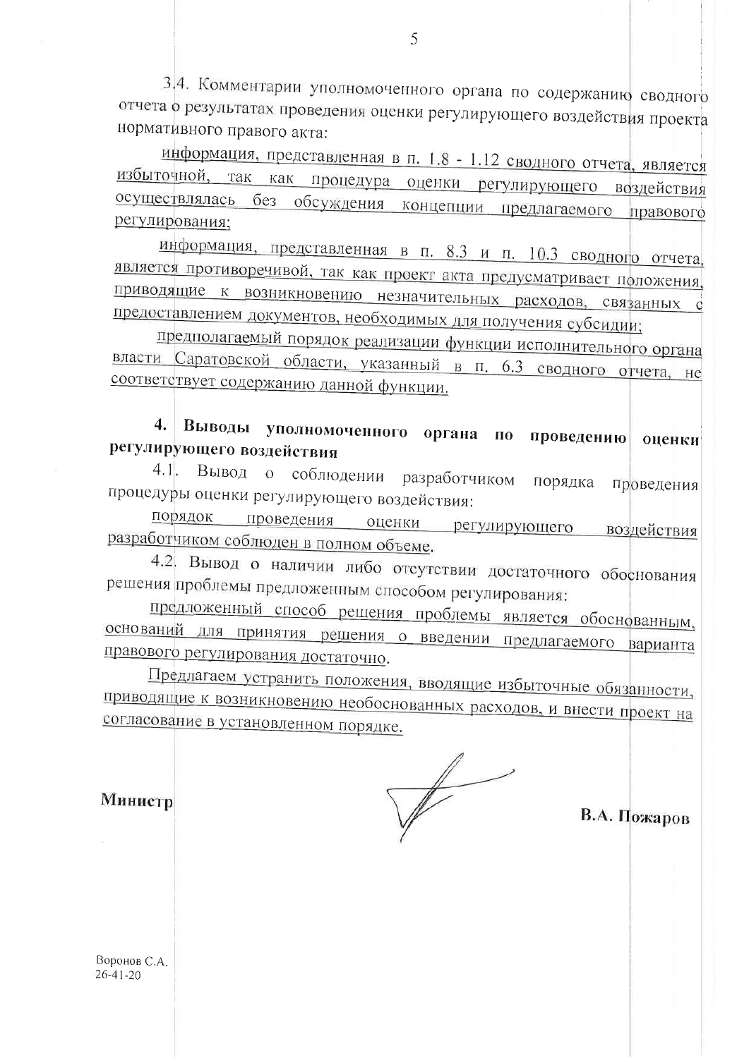3.4. Комментарии уполномоченного органа по содержанию сводного отчета о результатах проведения оценки регулирующего воздействия проекта нормативного правового акта:

информация, представленная в п. 1.8 - 1.12 сводного отчета, является избыточной, так как процедура оценки регулирующего воздействия осуществлялась без обсуждения концепции предлагаемого правового регулирования;

информация, представленная в п. 8.3 и п. 10.3 сводного отчета, является противоречивой, так как проект акта предусматривает положения, приводящие к возникновению незначительных расходов, связанных с предоставлением документов, необходимых для получения субсидии;

предполагаемый порядок реализации функции исполнительного органа власти Саратовской области, указанный в п. 6.3 сводного отчета, не соответствует содержанию данной функции.

**4. Выводы уполномоченного органа по проведению оценки регулирующего воздействия**

4.1. Вывод о соблюдении разработчиком порядка проведения процедуры оценки регулирующего воздействия:

порядок проведения оценки регулирующего воздействия разработчиком соблюден в полном объеме.

4.2. Вывод о наличии либо отсутствии достаточного обоснования решения проблемы предложенным способом регулирования:

предложенный способ решения проблемы является обоснованным, оснований для принятия решения о введении предлагаемого варианта правового регулирования достаточно.

Предлагаем устранить положения, вводящие избыточные обязанности, приводящие к возникновению необоснованных расходов, и внести проект на согласование в установленном порядке.

**Министр** **В.А. Пожаров**

Воронов С.А.
26-41-20